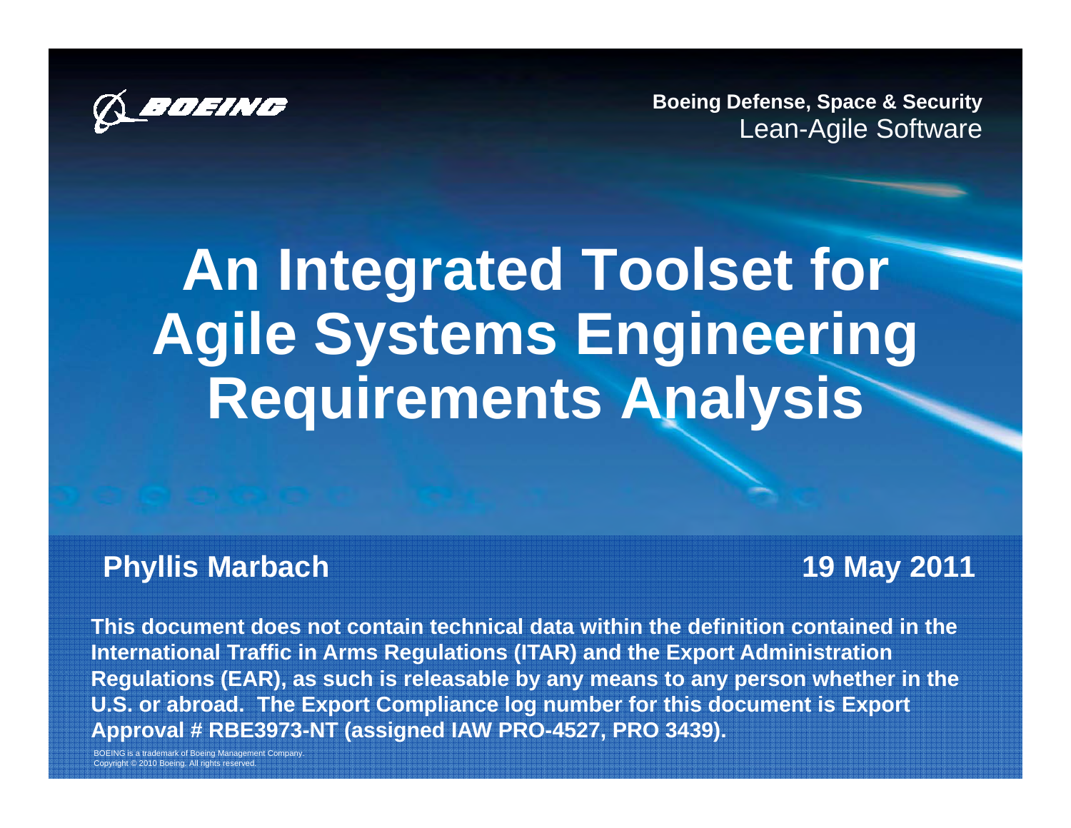Boeing Defense, Space & Security
Lean-Agile Software

# An Integrated Toolset for Agile Systems Engineering Requirements Analysis

**Phyllis Marbach**

**19 May 2011**

**This document does not contain technical data within the definition contained in the International Traffic in Arms Regulations (ITAR) and the Export Administration Regulations (EAR), as such is releasable by any means to any person whether in the U.S. or abroad. The Export Compliance log number for this document is Export Approval # RBE3973-NT (assigned IAW PRO-4527, PRO 3439).**

BOEING is a trademark of Boeing Management Company.
Copyright © 2010 Boeing. All rights reserved.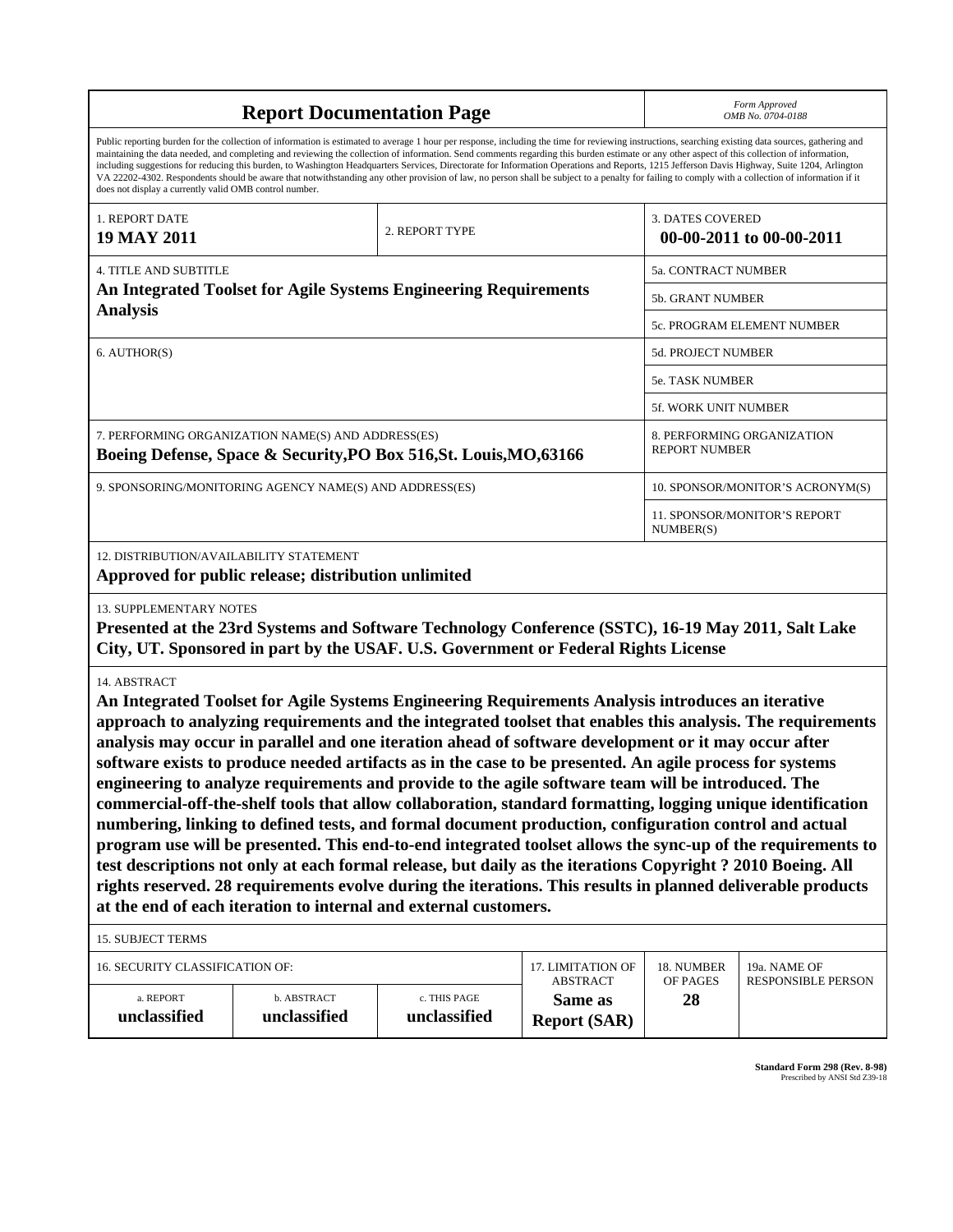# Report Documentation Page

*Form Approved*
*OMB No. 0704-0188*

Public reporting burden for the collection of information is estimated to average 1 hour per response, including the time for reviewing instructions, searching existing data sources, gathering and maintaining the data needed, and completing and reviewing the collection of information. Send comments regarding this burden estimate or any other aspect of this collection of information, including suggestions for reducing this burden, to Washington Headquarters Services, Directorate for Information Operations and Reports, 1215 Jefferson Davis Highway, Suite 1204, Arlington VA 22202-4302. Respondents should be aware that notwithstanding any other provision of law, no person shall be subject to a penalty for failing to comply with a collection of information if it does not display a currently valid OMB control number.

| 1. REPORT DATE | 2. REPORT TYPE | 3. DATES COVERED |
|---|---|---|
| **19 MAY 2011** | | **00-00-2011 to 00-00-2011** |

| 4. TITLE AND SUBTITLE | |
|---|---|
| **An Integrated Toolset for Agile Systems Engineering Requirements Analysis** | 5a. CONTRACT NUMBER |
| | 5b. GRANT NUMBER |
| | 5c. PROGRAM ELEMENT NUMBER |
| 6. AUTHOR(S) | 5d. PROJECT NUMBER |
| | 5e. TASK NUMBER |
| | 5f. WORK UNIT NUMBER |
| 7. PERFORMING ORGANIZATION NAME(S) AND ADDRESS(ES) **Boeing Defense, Space & Security,PO Box 516,St. Louis,MO,63166** | 8. PERFORMING ORGANIZATION REPORT NUMBER |
| 9. SPONSORING/MONITORING AGENCY NAME(S) AND ADDRESS(ES) | 10. SPONSOR/MONITOR'S ACRONYM(S) |
| | 11. SPONSOR/MONITOR'S REPORT NUMBER(S) |

12. DISTRIBUTION/AVAILABILITY STATEMENT
**Approved for public release; distribution unlimited**

13. SUPPLEMENTARY NOTES
**Presented at the 23rd Systems and Software Technology Conference (SSTC), 16-19 May 2011, Salt Lake City, UT. Sponsored in part by the USAF. U.S. Government or Federal Rights License**

14. ABSTRACT
**An Integrated Toolset for Agile Systems Engineering Requirements Analysis introduces an iterative approach to analyzing requirements and the integrated toolset that enables this analysis. The requirements analysis may occur in parallel and one iteration ahead of software development or it may occur after software exists to produce needed artifacts as in the case to be presented. An agile process for systems engineering to analyze requirements and provide to the agile software team will be introduced. The commercial-off-the-shelf tools that allow collaboration, standard formatting, logging unique identification numbering, linking to defined tests, and formal document production, configuration control and actual program use will be presented. This end-to-end integrated toolset allows the sync-up of the requirements to test descriptions not only at each formal release, but daily as the iterations Copyright ? 2010 Boeing. All rights reserved. 28 requirements evolve during the iterations. This results in planned deliverable products at the end of each iteration to internal and external customers.**

15. SUBJECT TERMS

| 16. SECURITY CLASSIFICATION OF: | | | 17. LIMITATION OF ABSTRACT | 18. NUMBER OF PAGES | 19a. NAME OF RESPONSIBLE PERSON |
|---|---|---|---|---|---|
| a. REPORT | b. ABSTRACT | c. THIS PAGE | | | |
| **unclassified** | **unclassified** | **unclassified** | **Same as Report (SAR)** | **28** | |

**Standard Form 298 (Rev. 8-98)**
Prescribed by ANSI Std Z39-18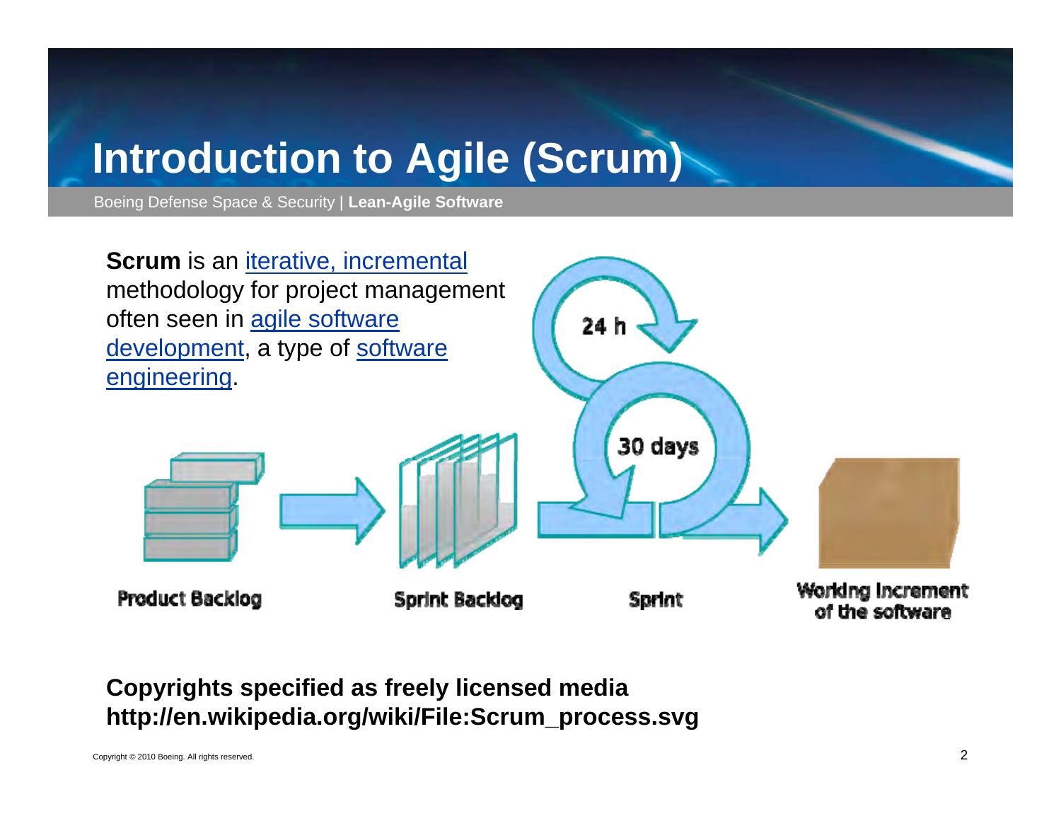# Introduction to Agile (Scrum)

Boeing Defense Space & Security | **Lean-Agile Software**

**Scrum** is an iterative, incremental methodology for project management often seen in agile software development, a type of software engineering.

24 h

30 days

Product Backlog

Sprint Backlog

Sprint

Working Increment of the software

**Copyrights specified as freely licensed media**
**http://en.wikipedia.org/wiki/File:Scrum_process.svg**

Copyright © 2010 Boeing. All rights reserved.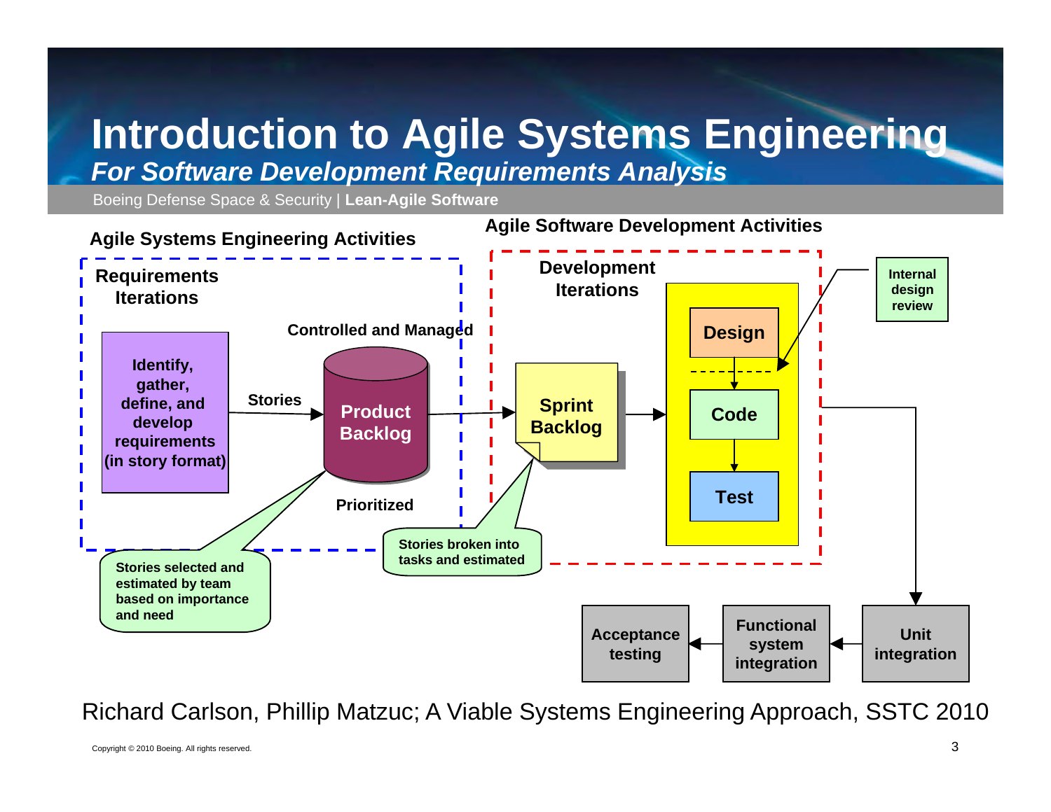# Introduction to Agile Systems Engineering

## *For Software Development Requirements Analysis*

Boeing Defense Space & Security | **Lean-Agile Software**

**Agile Systems Engineering Activities**

**Agile Software Development Activities**

**Requirements Iterations**

**Identify, gather, define, and develop requirements (in story format)**

**Stories**

**Controlled and Managed**

**Product Backlog**

**Prioritized**

**Stories selected and estimated by team based on importance and need**

**Development Iterations**

**Sprint Backlog**

**Stories broken into tasks and estimated**

**Design**

**Code**

**Test**

**Internal design review**

**Unit integration**

**Functional system integration**

**Acceptance testing**

Richard Carlson, Phillip Matzuc; A Viable Systems Engineering Approach, SSTC 2010

Copyright © 2010 Boeing. All rights reserved.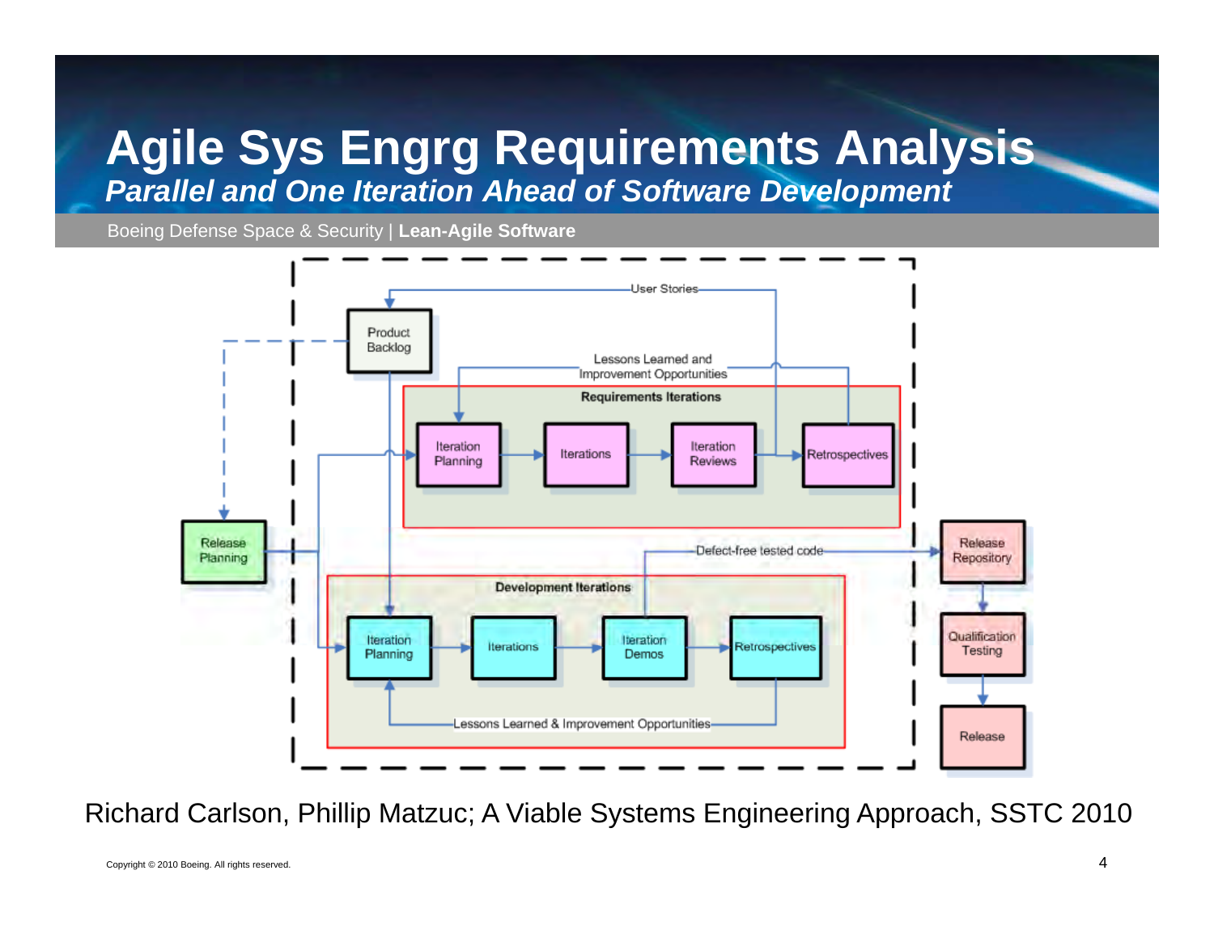# Agile Sys Engrg Requirements Analysis

## *Parallel and One Iteration Ahead of Software Development*

Boeing Defense Space & Security | **Lean-Agile Software**

User Stories

Product Backlog

Lessons Learned and Improvement Opportunities

**Requirements Iterations**

Iteration Planning → Iterations → Iteration Reviews → Retrospectives

Release Planning

Defect-free tested code

Release Repository → Qualification Testing → Release

**Development Iterations**

Iteration Planning → Iterations → Iteration Demos → Retrospectives

Lessons Learned & Improvement Opportunities

Richard Carlson, Phillip Matzuc; A Viable Systems Engineering Approach, SSTC 2010

Copyright © 2010 Boeing. All rights reserved.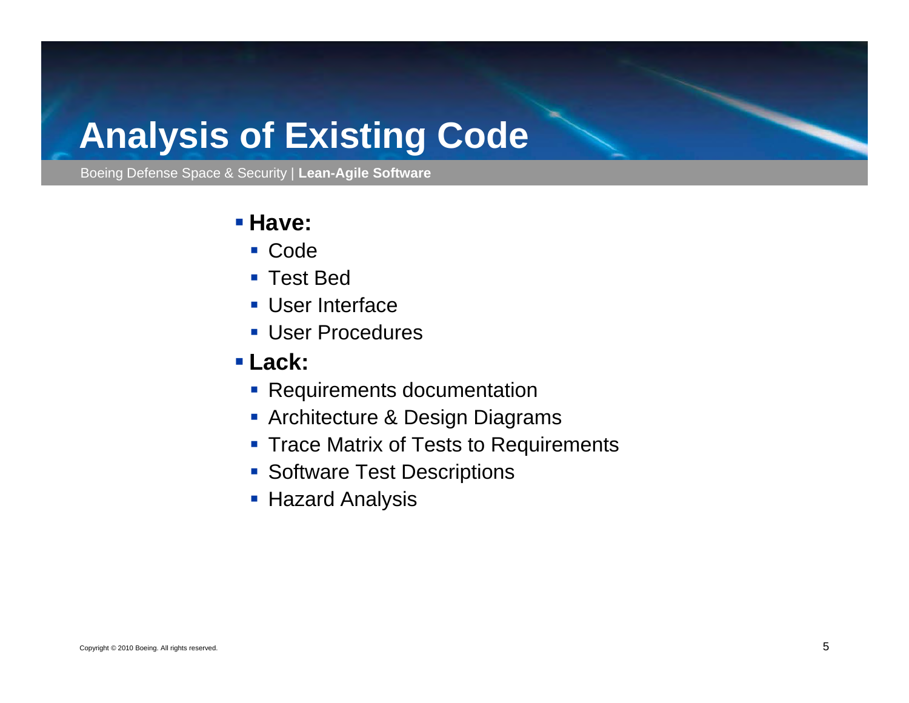# Analysis of Existing Code

- **Have:**
  - Code
  - Test Bed
  - User Interface
  - User Procedures
- **Lack:**
  - Requirements documentation
  - Architecture & Design Diagrams
  - Trace Matrix of Tests to Requirements
  - Software Test Descriptions
  - Hazard Analysis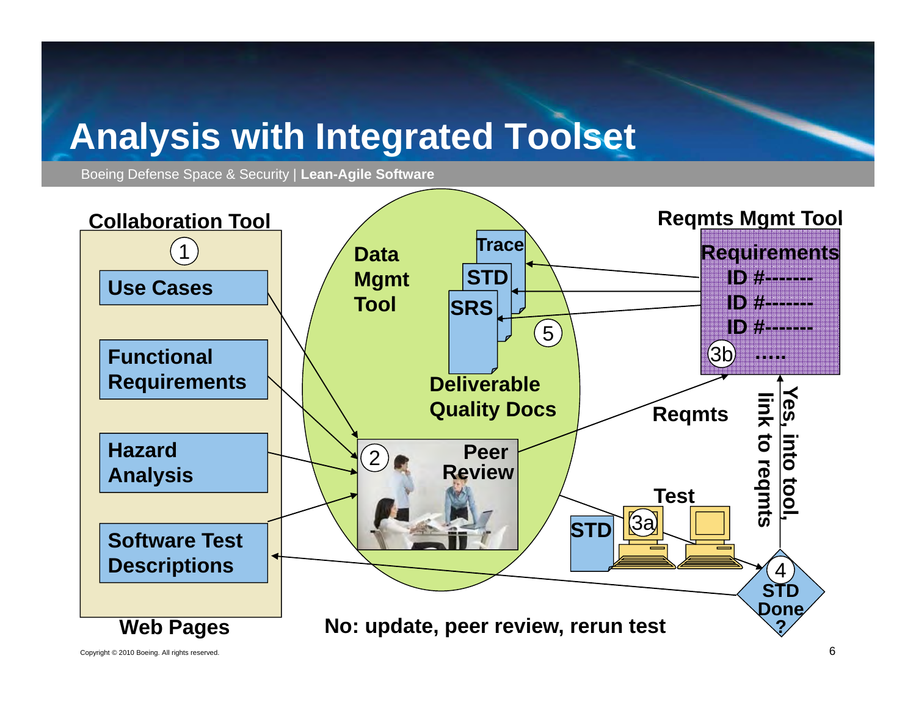# Analysis with Integrated Toolset

Boeing Defense Space & Security | **Lean-Agile Software**

**Collaboration Tool**

1

- **Use Cases**
- **Functional Requirements**
- **Hazard Analysis**
- **Software Test Descriptions**

**Web Pages**

**Data Mgmt Tool**

**Trace**

**STD**

**SRS**

5

**Deliverable Quality Docs**

2 **Peer Review**

**Reqmts Mgmt Tool**

**Requirements**
**ID #-------**
**ID #-------**
**ID #-------**
3b **.....**

**Reqmts**

**Test**

**STD** 3a

4 **STD Done ?**

**Yes, into tool, link to reqmts**

**No: update, peer review, rerun test**

Copyright © 2010 Boeing. All rights reserved.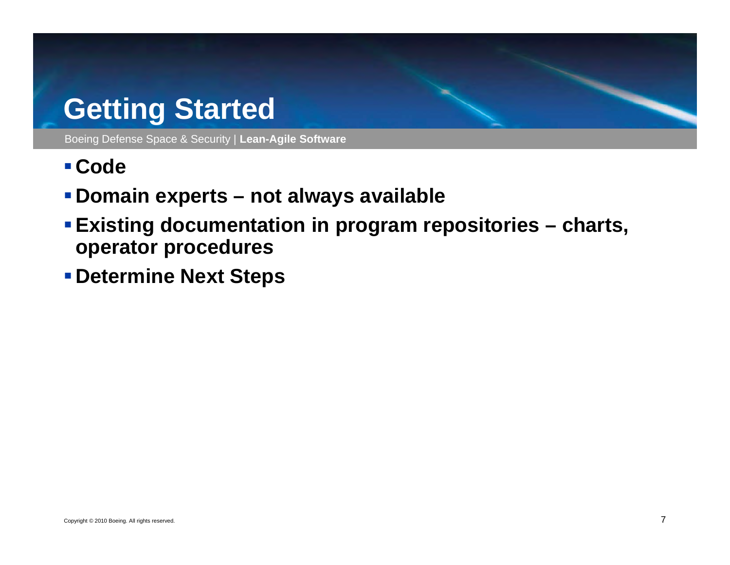# Getting Started

Boeing Defense Space & Security | **Lean-Agile Software**

- **Code**
- **Domain experts – not always available**
- **Existing documentation in program repositories – charts, operator procedures**
- **Determine Next Steps**

Copyright © 2010 Boeing. All rights reserved.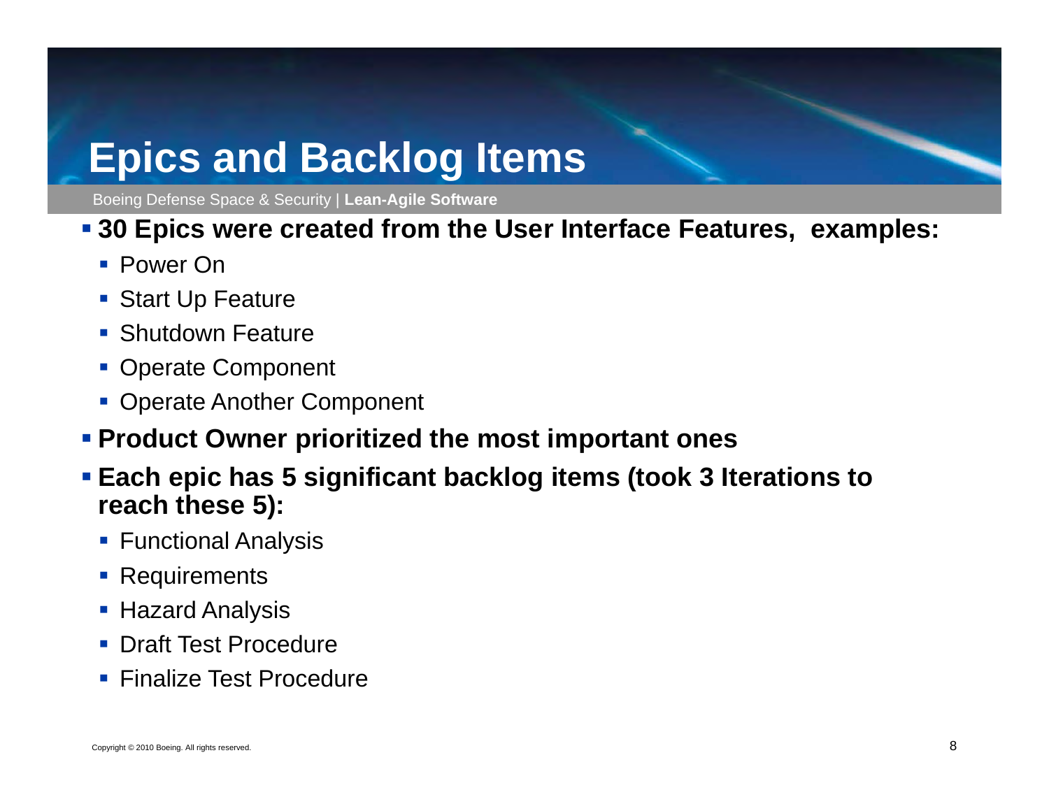# Epics and Backlog Items

- **30 Epics were created from the User Interface Features, examples:**
  - Power On
  - Start Up Feature
  - Shutdown Feature
  - Operate Component
  - Operate Another Component
- **Product Owner prioritized the most important ones**
- **Each epic has 5 significant backlog items (took 3 Iterations to reach these 5):**
  - Functional Analysis
  - Requirements
  - Hazard Analysis
  - Draft Test Procedure
  - Finalize Test Procedure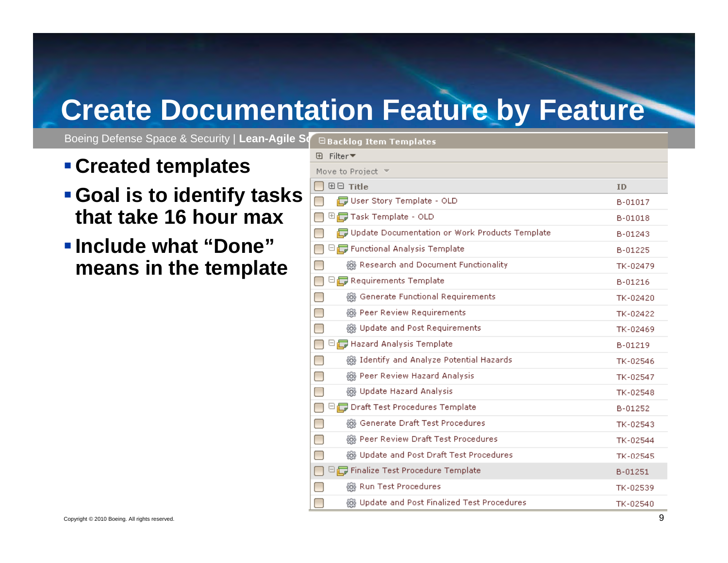# Create Documentation Feature by Feature

Boeing Defense Space & Security | **Lean-Agile So**

- **Created templates**
- **Goal is to identify tasks that take 16 hour max**
- **Include what "Done" means in the template**

**Backlog Item Templates**

Filter

Move to Project

| Title | ID |
|---|---|
| User Story Template - OLD | B-01017 |
| Task Template - OLD | B-01018 |
| Update Documentation or Work Products Template | B-01243 |
| Functional Analysis Template | B-01225 |
| Research and Document Functionality | TK-02479 |
| Requirements Template | B-01216 |
| Generate Functional Requirements | TK-02420 |
| Peer Review Requirements | TK-02422 |
| Update and Post Requirements | TK-02469 |
| Hazard Analysis Template | B-01219 |
| Identify and Analyze Potential Hazards | TK-02546 |
| Peer Review Hazard Analysis | TK-02547 |
| Update Hazard Analysis | TK-02548 |
| Draft Test Procedures Template | B-01252 |
| Generate Draft Test Procedures | TK-02543 |
| Peer Review Draft Test Procedures | TK-02544 |
| Update and Post Draft Test Procedures | TK-02545 |
| Finalize Test Procedure Template | B-01251 |
| Run Test Procedures | TK-02539 |
| Update and Post Finalized Test Procedures | TK-02540 |

Copyright © 2010 Boeing. All rights reserved.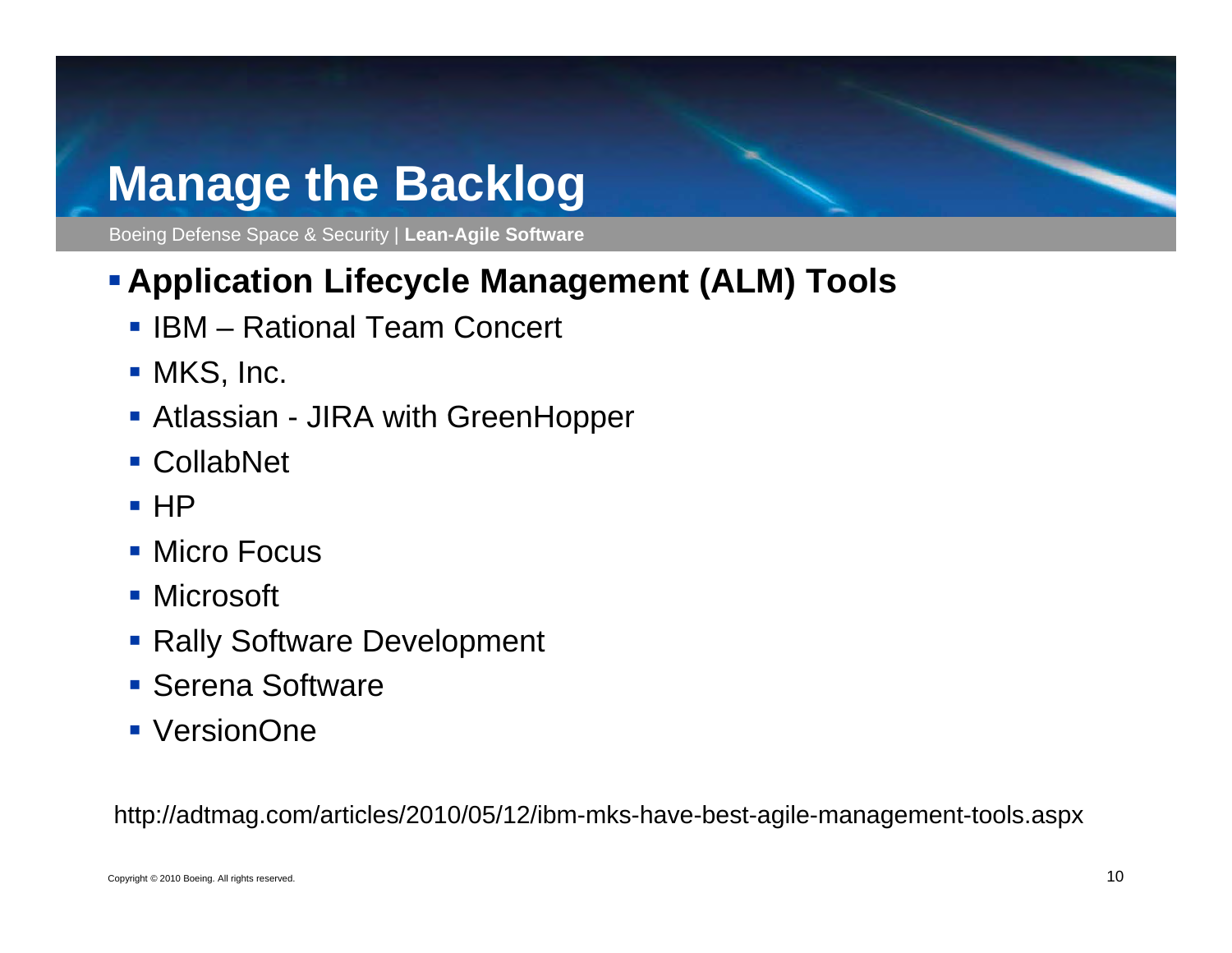# Manage the Backlog

- **Application Lifecycle Management (ALM) Tools**
  - IBM – Rational Team Concert
  - MKS, Inc.
  - Atlassian - JIRA with GreenHopper
  - CollabNet
  - HP
  - Micro Focus
  - Microsoft
  - Rally Software Development
  - Serena Software
  - VersionOne

http://adtmag.com/articles/2010/05/12/ibm-mks-have-best-agile-management-tools.aspx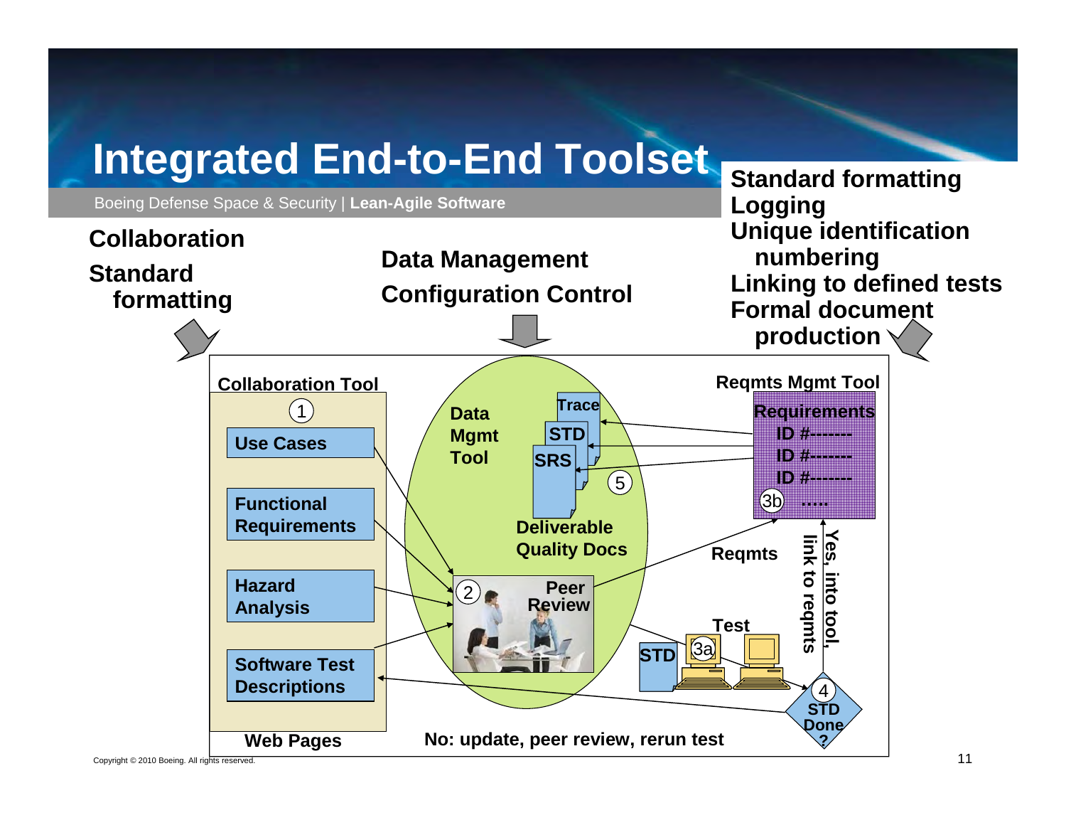# Integrated End-to-End Toolset

**Collaboration**

**Standard formatting**

**Data Management**

**Configuration Control**

**Standard formatting**
**Logging**
**Unique identification numbering**
**Linking to defined tests**
**Formal document production**

**Collaboration Tool**

1

- **Use Cases**
- **Functional Requirements**
- **Hazard Analysis**
- **Software Test Descriptions**

**Web Pages**

**Data Mgmt Tool**

**Trace**
**STD**
**SRS**

5

**Deliverable Quality Docs**

2 **Peer Review**

**Reqmts Mgmt Tool**

**Requirements**
**ID #-------**
**ID #-------**
**ID #-------**
3b **.....**

**Reqmts**

**Test**

**STD** 3a

**Yes, into tool, link to reqmts**

4 **STD Done?**

**No: update, peer review, rerun test**

Copyright © 2010 Boeing. All rights reserved.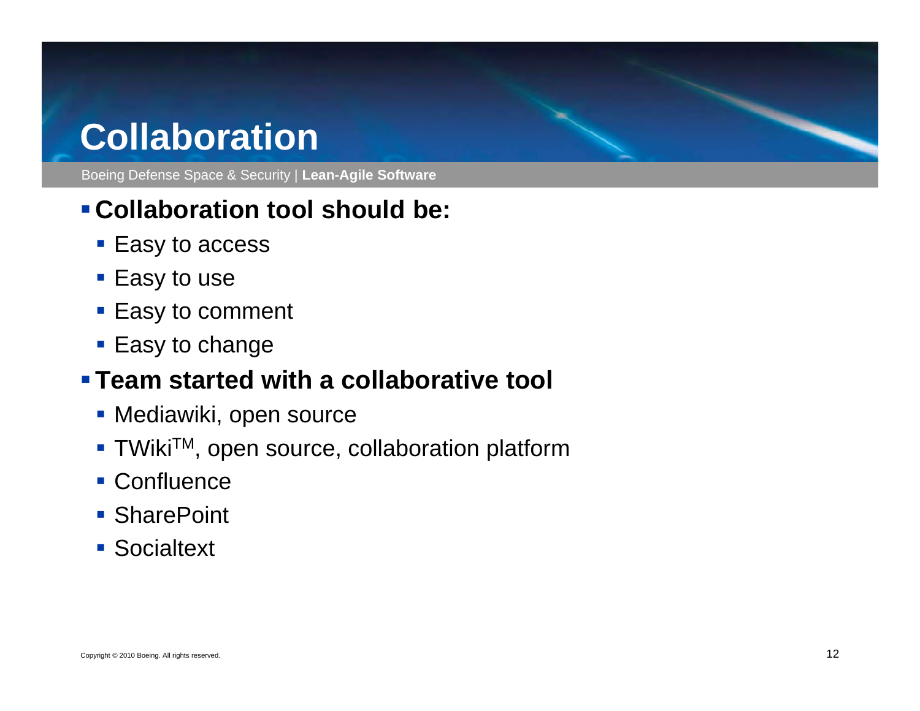# Collaboration

- **Collaboration tool should be:**
  - Easy to access
  - Easy to use
  - Easy to comment
  - Easy to change
- **Team started with a collaborative tool**
  - Mediawiki, open source
  - TWiki™, open source, collaboration platform
  - Confluence
  - SharePoint
  - Socialtext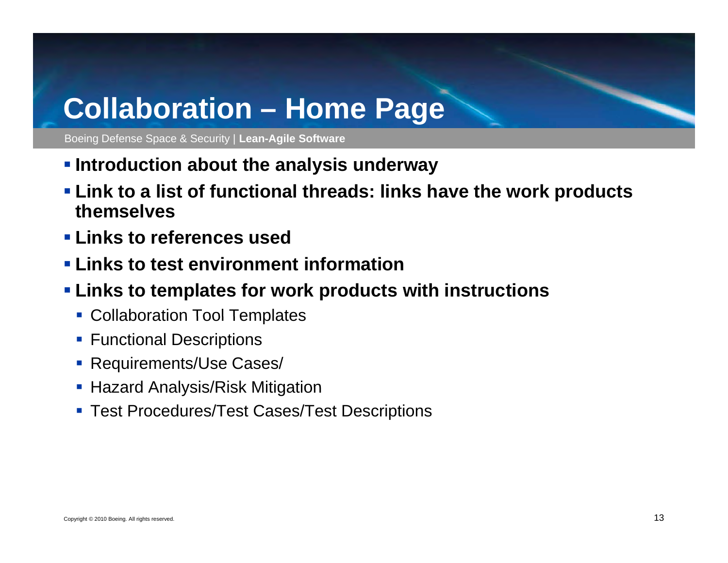# Collaboration – Home Page

Boeing Defense Space & Security | **Lean-Agile Software**

- **Introduction about the analysis underway**
- **Link to a list of functional threads: links have the work products themselves**
- **Links to references used**
- **Links to test environment information**
- **Links to templates for work products with instructions**
  - Collaboration Tool Templates
  - Functional Descriptions
  - Requirements/Use Cases/
  - Hazard Analysis/Risk Mitigation
  - Test Procedures/Test Cases/Test Descriptions

Copyright © 2010 Boeing. All rights reserved.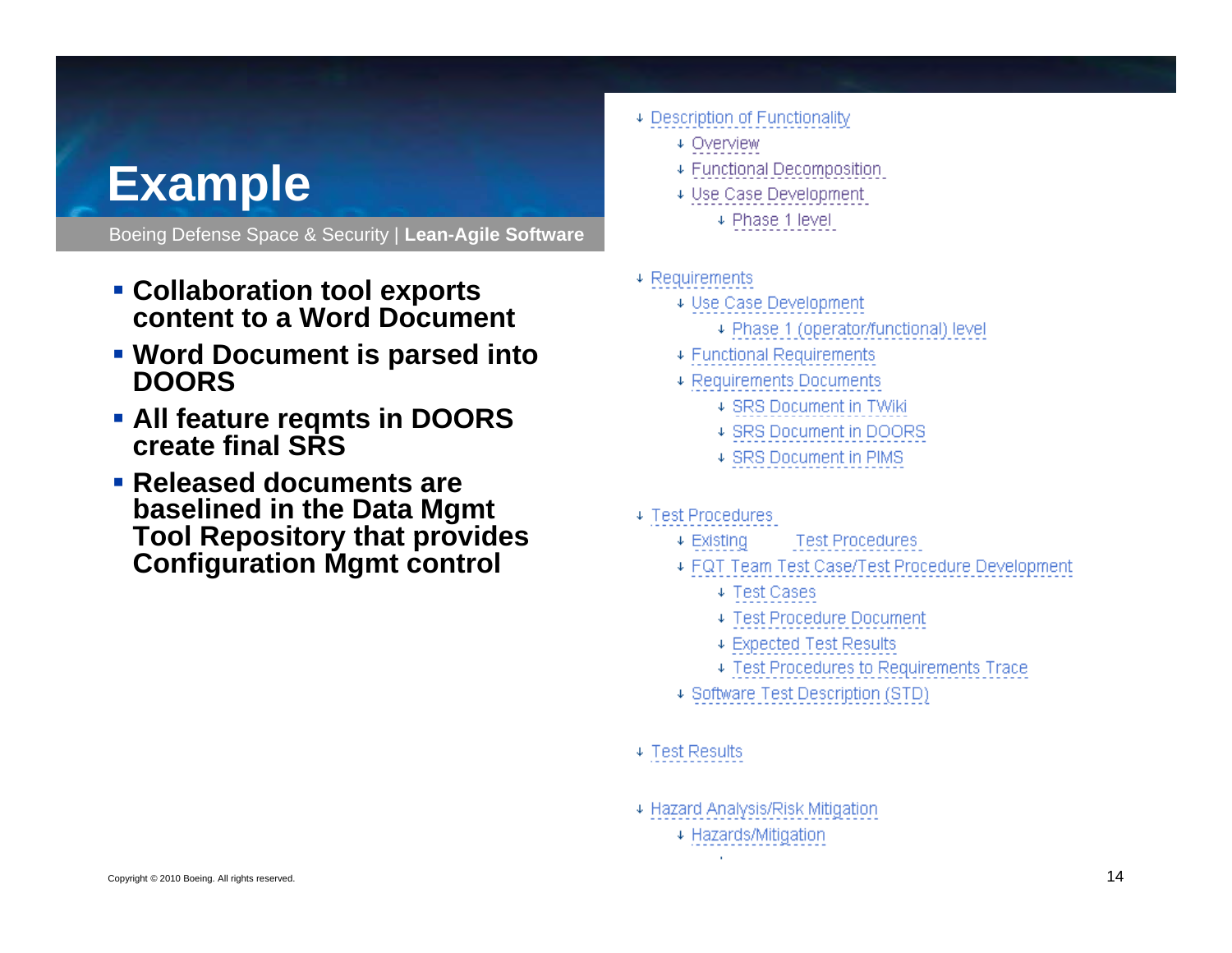# Example

Boeing Defense Space & Security | **Lean-Agile Software**

- **Collaboration tool exports content to a Word Document**
- **Word Document is parsed into DOORS**
- **All feature reqmts in DOORS create final SRS**
- **Released documents are baselined in the Data Mgmt Tool Repository that provides Configuration Mgmt control**

- ↓ Description of Functionality
  - ↓ Overview
  - ↓ Functional Decomposition
  - ↓ Use Case Development
    - ↓ Phase 1 level
- ↓ Requirements
  - ↓ Use Case Development
    - ↓ Phase 1 (operator/functional) level
  - ↓ Functional Requirements
  - ↓ Requirements Documents
    - ↓ SRS Document in TWiki
    - ↓ SRS Document in DOORS
    - ↓ SRS Document in PIMS
- ↓ Test Procedures
  - ↓ Existing Test Procedures
  - ↓ FQT Team Test Case/Test Procedure Development
    - ↓ Test Cases
    - ↓ Test Procedure Document
    - ↓ Expected Test Results
    - ↓ Test Procedures to Requirements Trace
  - ↓ Software Test Description (STD)
- ↓ Test Results
- ↓ Hazard Analysis/Risk Mitigation
  - ↓ Hazards/Mitigation

Copyright © 2010 Boeing. All rights reserved.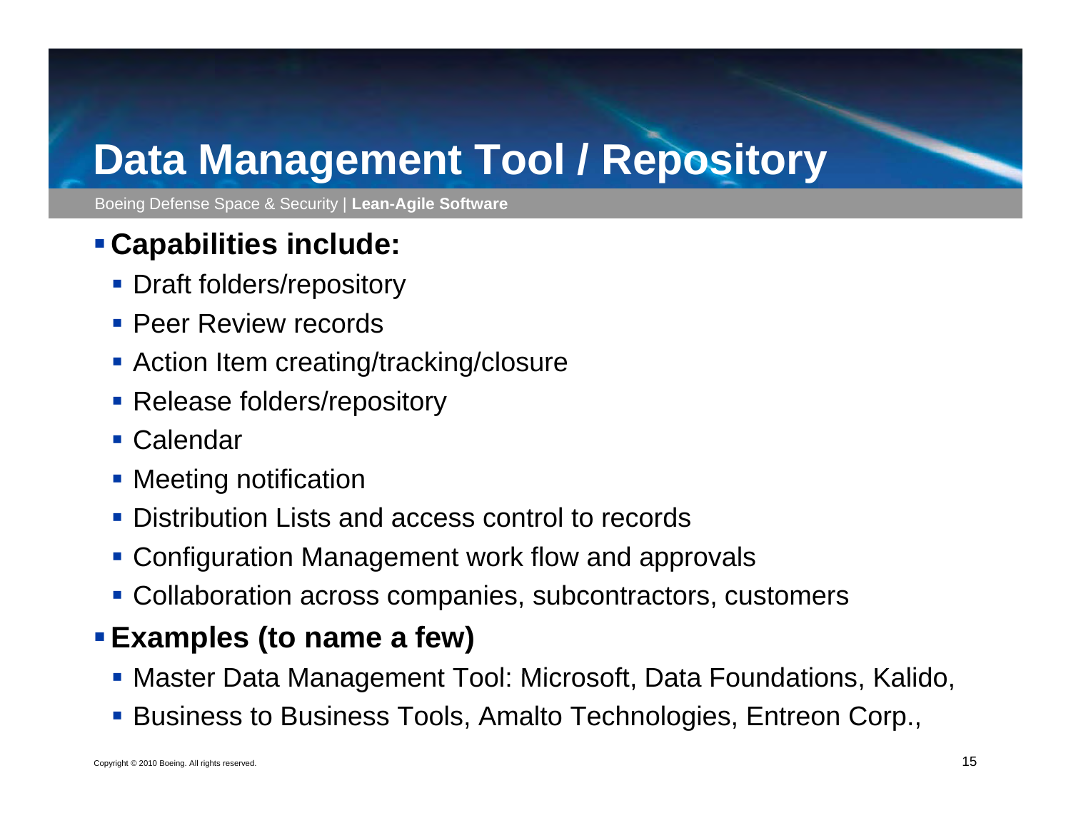# Data Management Tool / Repository

- **Capabilities include:**
  - Draft folders/repository
  - Peer Review records
  - Action Item creating/tracking/closure
  - Release folders/repository
  - Calendar
  - Meeting notification
  - Distribution Lists and access control to records
  - Configuration Management work flow and approvals
  - Collaboration across companies, subcontractors, customers
- **Examples (to name a few)**
  - Master Data Management Tool: Microsoft, Data Foundations, Kalido,
  - Business to Business Tools, Amalto Technologies, Entreon Corp.,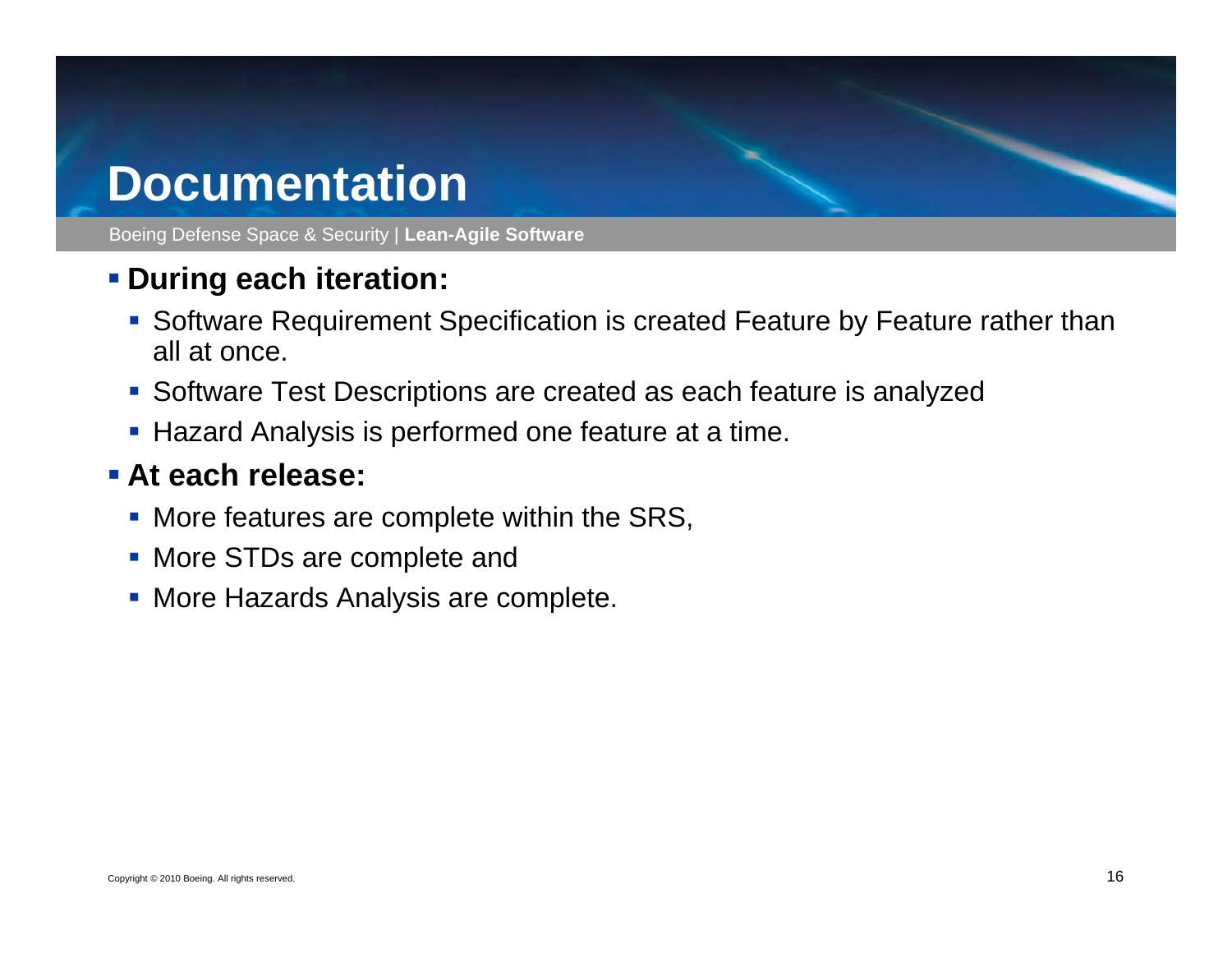# Documentation

- **During each iteration:**
  - Software Requirement Specification is created Feature by Feature rather than all at once.
  - Software Test Descriptions are created as each feature is analyzed
  - Hazard Analysis is performed one feature at a time.
- **At each release:**
  - More features are complete within the SRS,
  - More STDs are complete and
  - More Hazards Analysis are complete.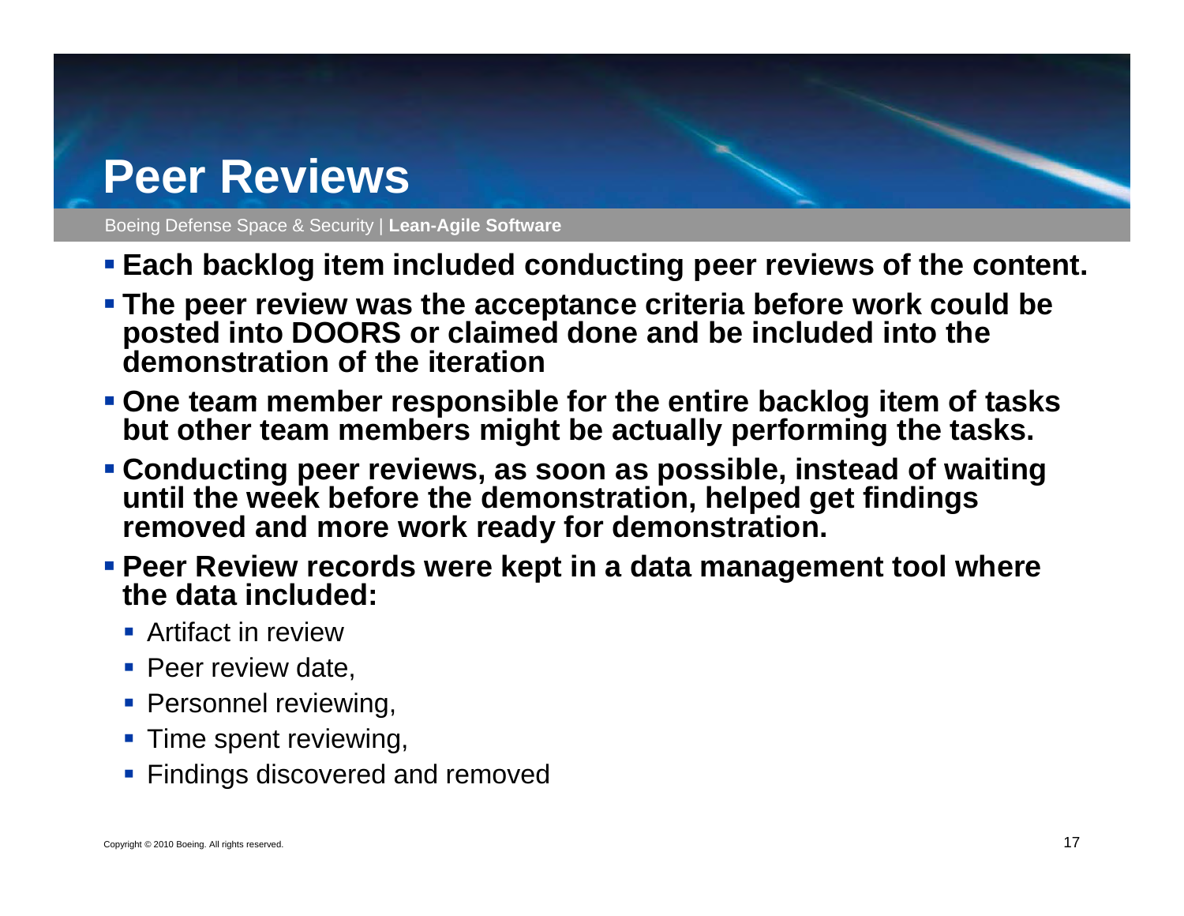# Peer Reviews

- **Each backlog item included conducting peer reviews of the content.**
- **The peer review was the acceptance criteria before work could be posted into DOORS or claimed done and be included into the demonstration of the iteration**
- **One team member responsible for the entire backlog item of tasks but other team members might be actually performing the tasks.**
- **Conducting peer reviews, as soon as possible, instead of waiting until the week before the demonstration, helped get findings removed and more work ready for demonstration.**
- **Peer Review records were kept in a data management tool where the data included:**
  - Artifact in review
  - Peer review date,
  - Personnel reviewing,
  - Time spent reviewing,
  - Findings discovered and removed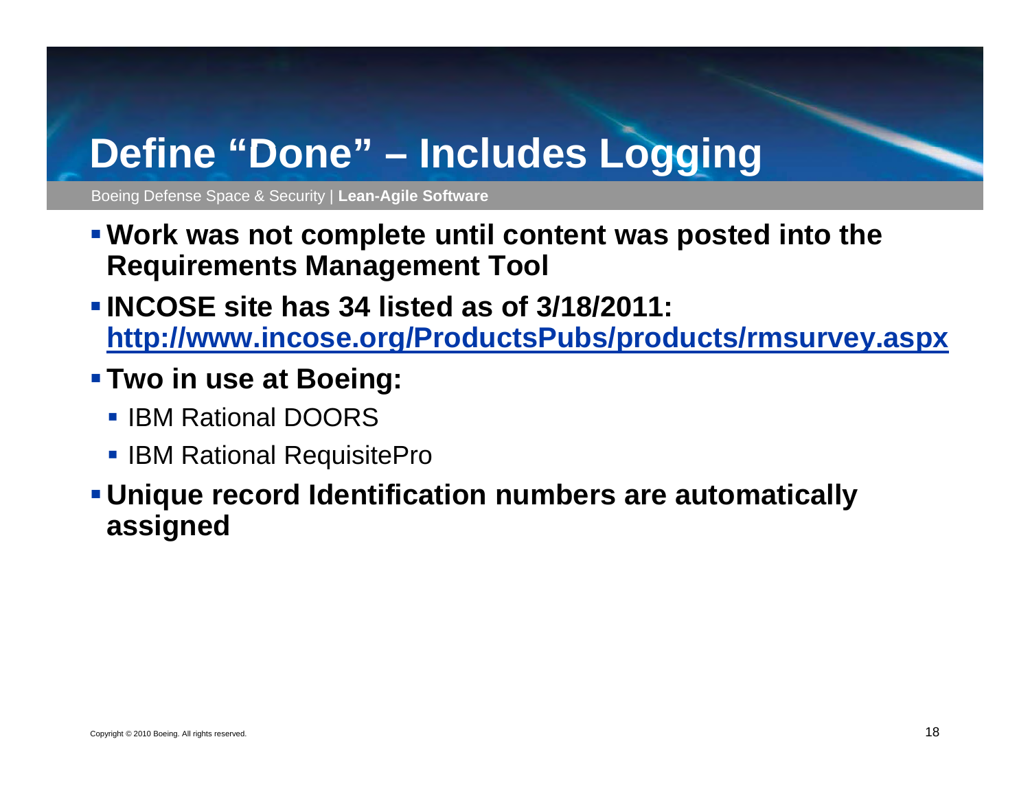# Define "Done" – Includes Logging

- **Work was not complete until content was posted into the Requirements Management Tool**
- **INCOSE site has 34 listed as of 3/18/2011: http://www.incose.org/ProductsPubs/products/rmsurvey.aspx**
- **Two in use at Boeing:**
  - IBM Rational DOORS
  - IBM Rational RequisitePro
- **Unique record Identification numbers are automatically assigned**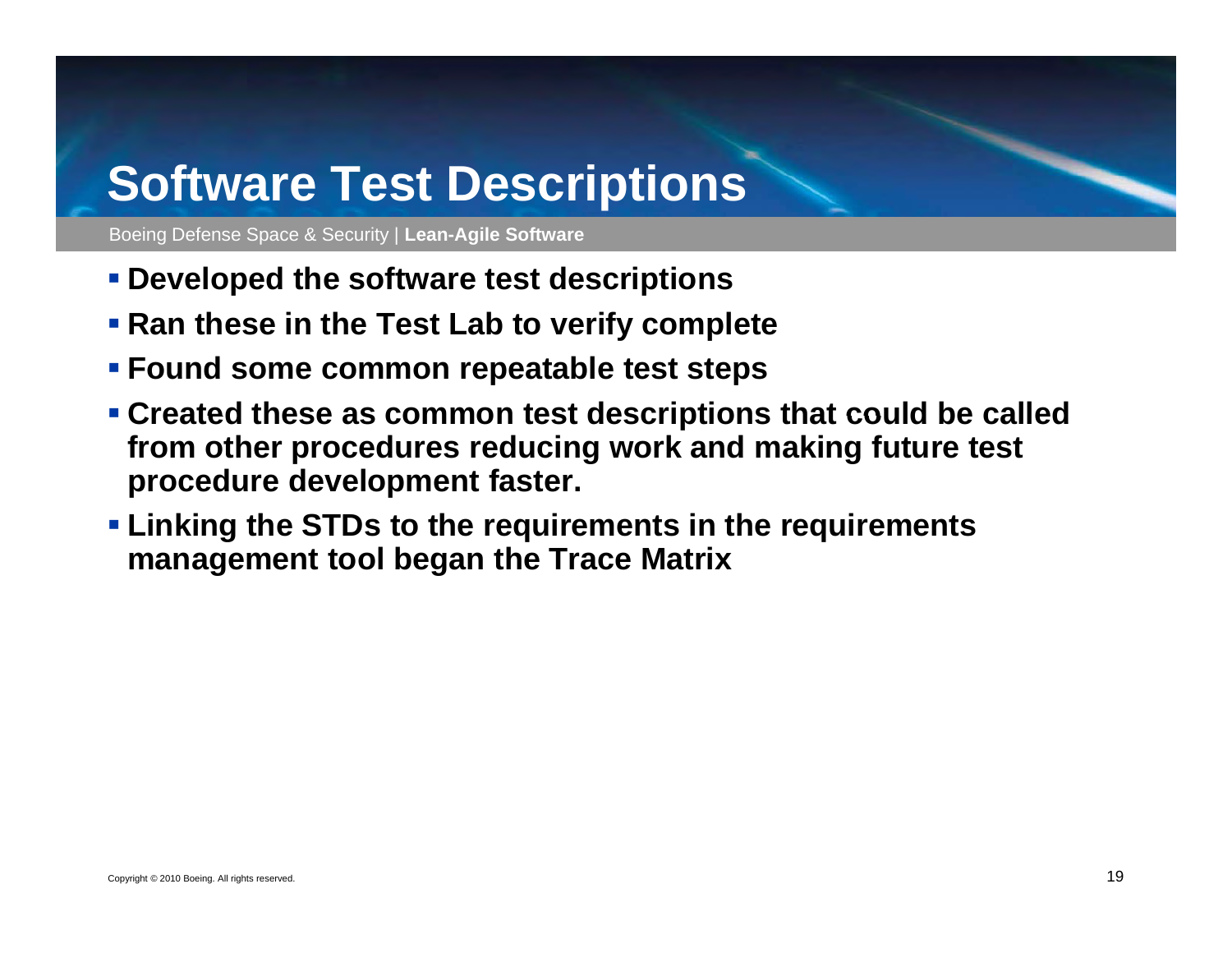# Software Test Descriptions

Boeing Defense Space & Security | **Lean-Agile Software**

- **Developed the software test descriptions**
- **Ran these in the Test Lab to verify complete**
- **Found some common repeatable test steps**
- **Created these as common test descriptions that could be called from other procedures reducing work and making future test procedure development faster.**
- **Linking the STDs to the requirements in the requirements management tool began the Trace Matrix**

Copyright © 2010 Boeing. All rights reserved.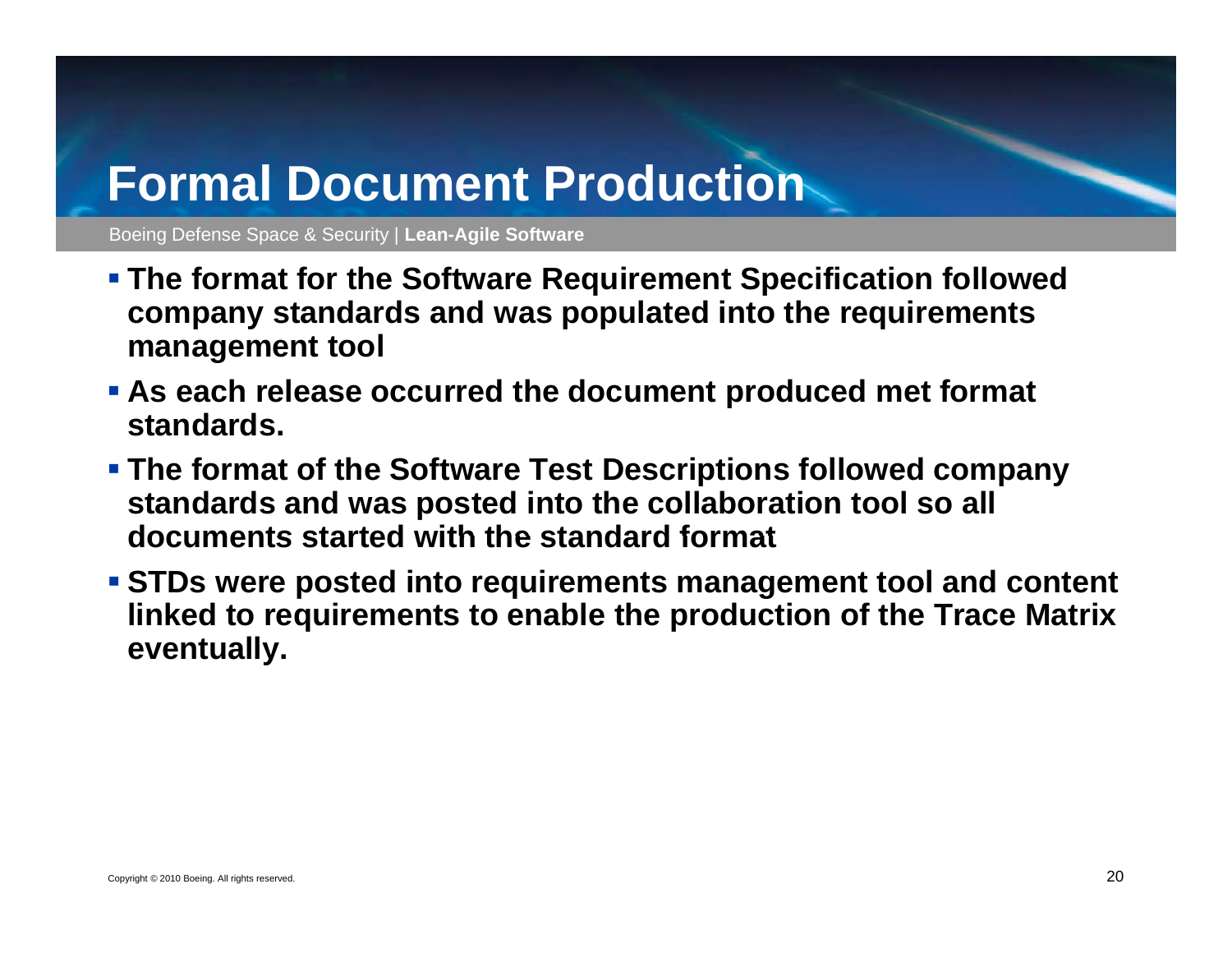# Formal Document Production

- **The format for the Software Requirement Specification followed company standards and was populated into the requirements management tool**
- **As each release occurred the document produced met format standards.**
- **The format of the Software Test Descriptions followed company standards and was posted into the collaboration tool so all documents started with the standard format**
- **STDs were posted into requirements management tool and content linked to requirements to enable the production of the Trace Matrix eventually.**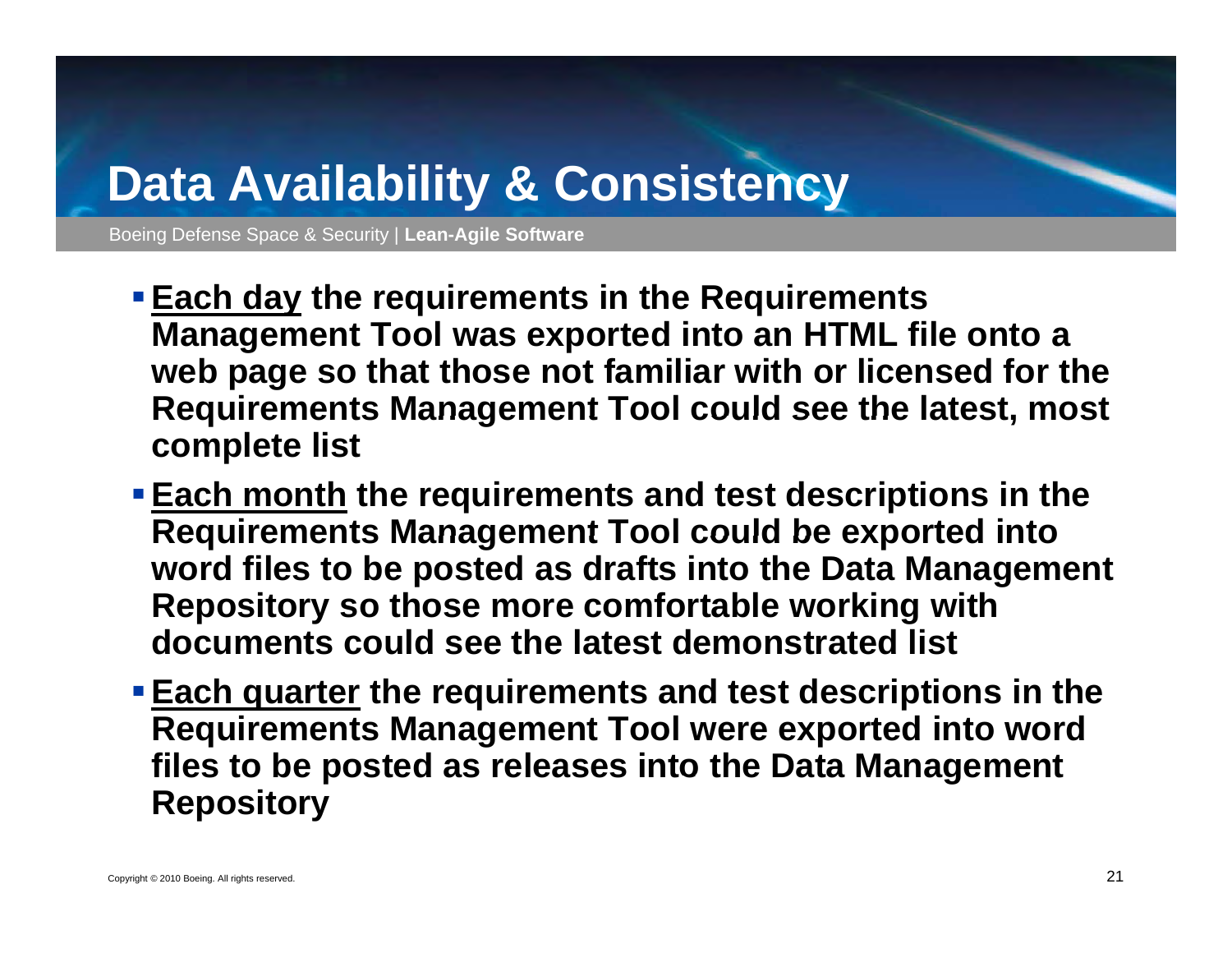# Data Availability & Consistency

Boeing Defense Space & Security | **Lean-Agile Software**

- **<u>Each day</u> the requirements in the Requirements Management Tool was exported into an HTML file onto a web page so that those not familiar with or licensed for the Requirements Management Tool could see the latest, most complete list**
- **<u>Each month</u> the requirements and test descriptions in the Requirements Management Tool could be exported into word files to be posted as drafts into the Data Management Repository so those more comfortable working with documents could see the latest demonstrated list**
- **<u>Each quarter</u> the requirements and test descriptions in the Requirements Management Tool were exported into word files to be posted as releases into the Data Management Repository**

Copyright © 2010 Boeing. All rights reserved.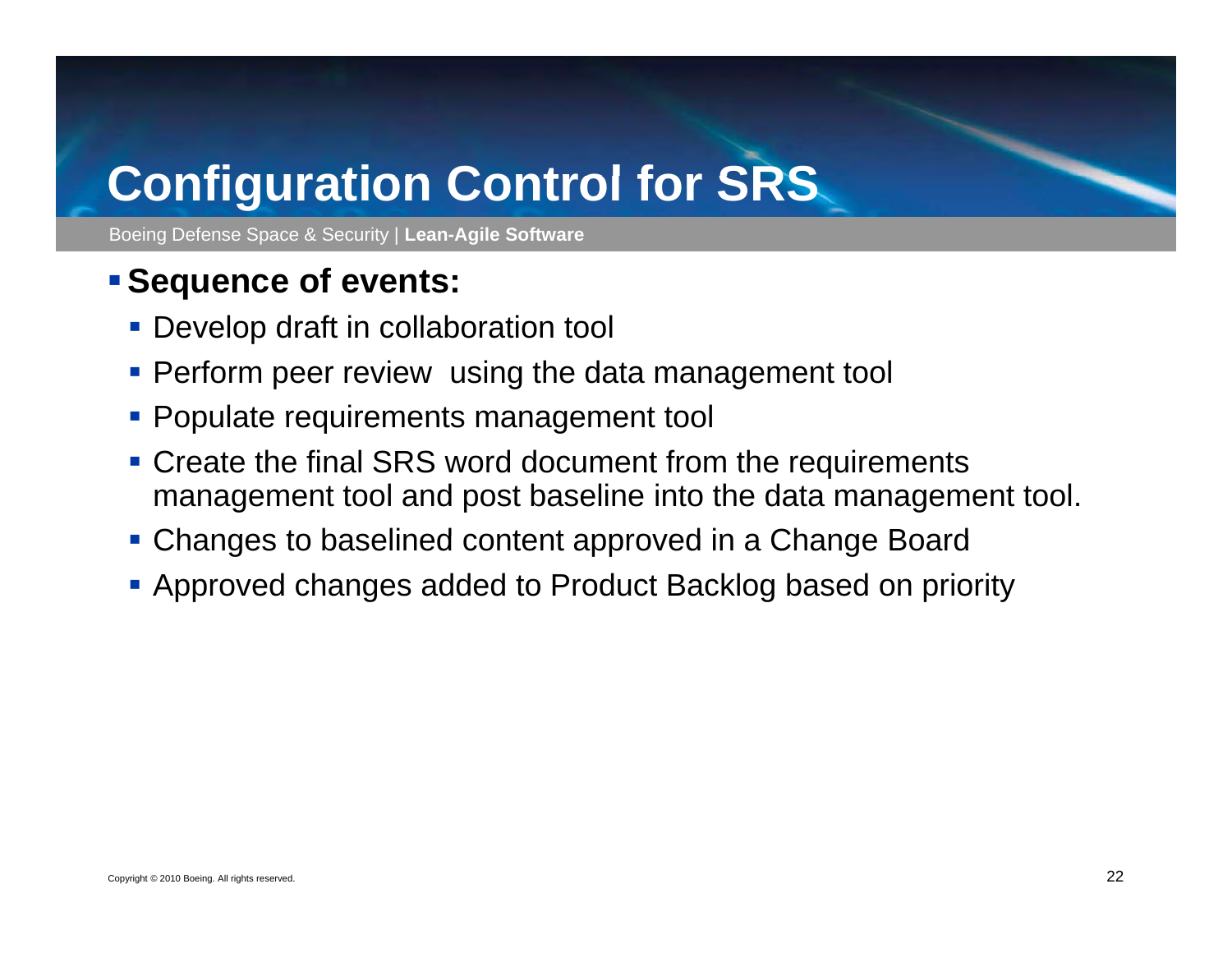# Configuration Control for SRS

Boeing Defense Space & Security | **Lean-Agile Software**

- **Sequence of events:**
  - Develop draft in collaboration tool
  - Perform peer review using the data management tool
  - Populate requirements management tool
  - Create the final SRS word document from the requirements management tool and post baseline into the data management tool.
  - Changes to baselined content approved in a Change Board
  - Approved changes added to Product Backlog based on priority

Copyright © 2010 Boeing. All rights reserved.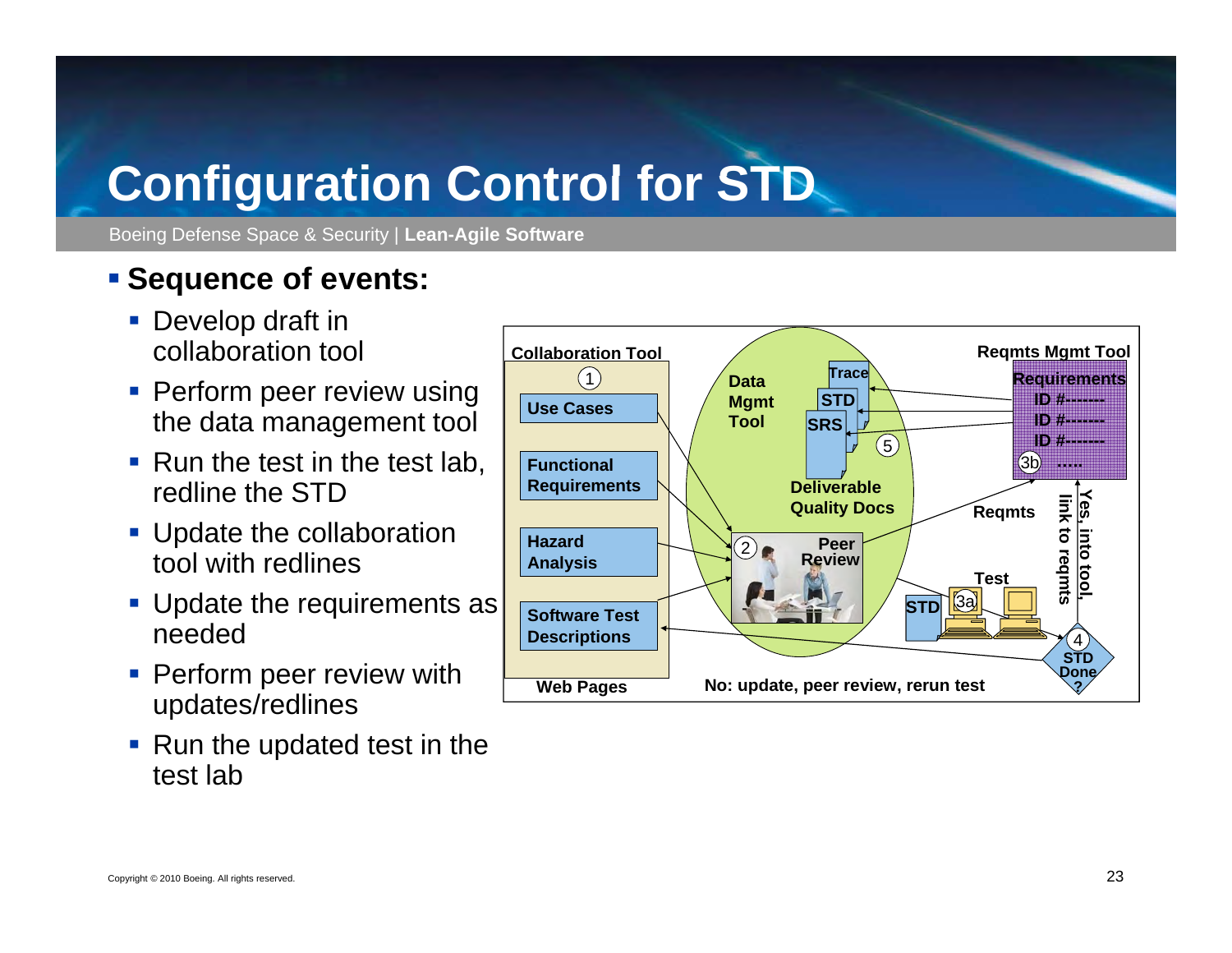# Configuration Control for STD

Boeing Defense Space & Security | **Lean-Agile Software**

- **Sequence of events:**
  - Develop draft in collaboration tool
  - Perform peer review using the data management tool
  - Run the test in the test lab, redline the STD
  - Update the collaboration tool with redlines
  - Update the requirements as needed
  - Perform peer review with updates/redlines
  - Run the updated test in the test lab

Collaboration Tool

1. Use Cases

Functional Requirements

Hazard Analysis

Software Test Descriptions

Web Pages

Data Mgmt Tool

Trace

STD

SRS

5

Deliverable Quality Docs

2. Peer Review

Reqmts Mgmt Tool

Requirements

ID #-------

ID #-------

ID #-------

3b .....

Reqmts

Yes, into tool, link to reqmts

Test

STD

3a

4. STD Done?

No: update, peer review, rerun test

Copyright © 2010 Boeing. All rights reserved.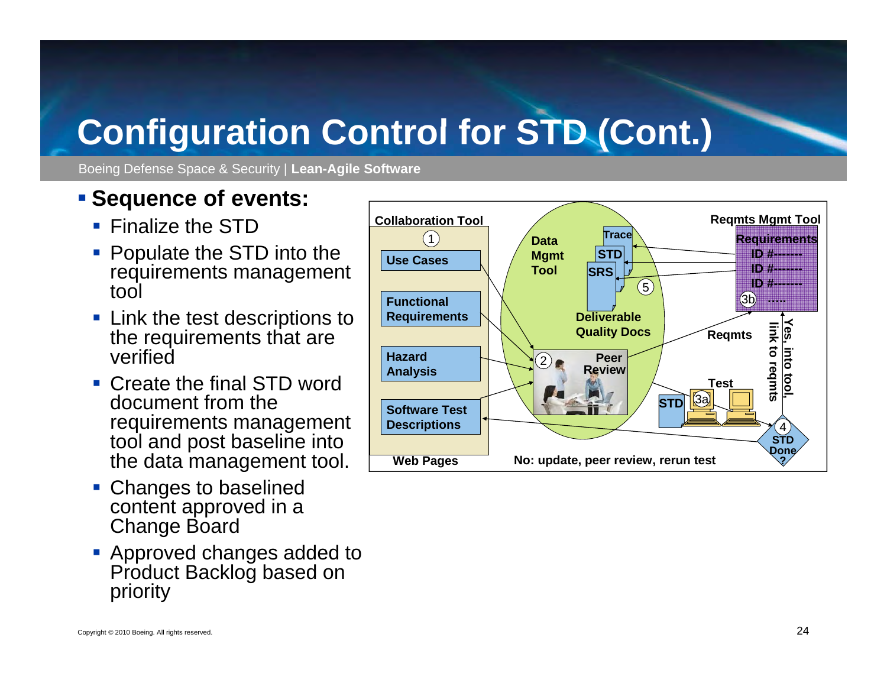# Configuration Control for STD (Cont.)

Boeing Defense Space & Security | **Lean-Agile Software**

- **Sequence of events:**
  - Finalize the STD
  - Populate the STD into the requirements management tool
  - Link the test descriptions to the requirements that are verified
  - Create the final STD word document from the requirements management tool and post baseline into the data management tool.
  - Changes to baselined content approved in a Change Board
  - Approved changes added to Product Backlog based on priority

Collaboration Tool

1

Use Cases

Functional Requirements

Hazard Analysis

Software Test Descriptions

Web Pages

Data Mgmt Tool

Trace

STD

SRS

5

Deliverable Quality Docs

2

Peer Review

Reqmts Mgmt Tool

Requirements

ID #-------

ID #-------

ID #-------

3b

.....

Reqmts

Yes, into tool, link to reqmts

Test

STD

3a

4

STD Done ?

No: update, peer review, rerun test

Copyright © 2010 Boeing. All rights reserved.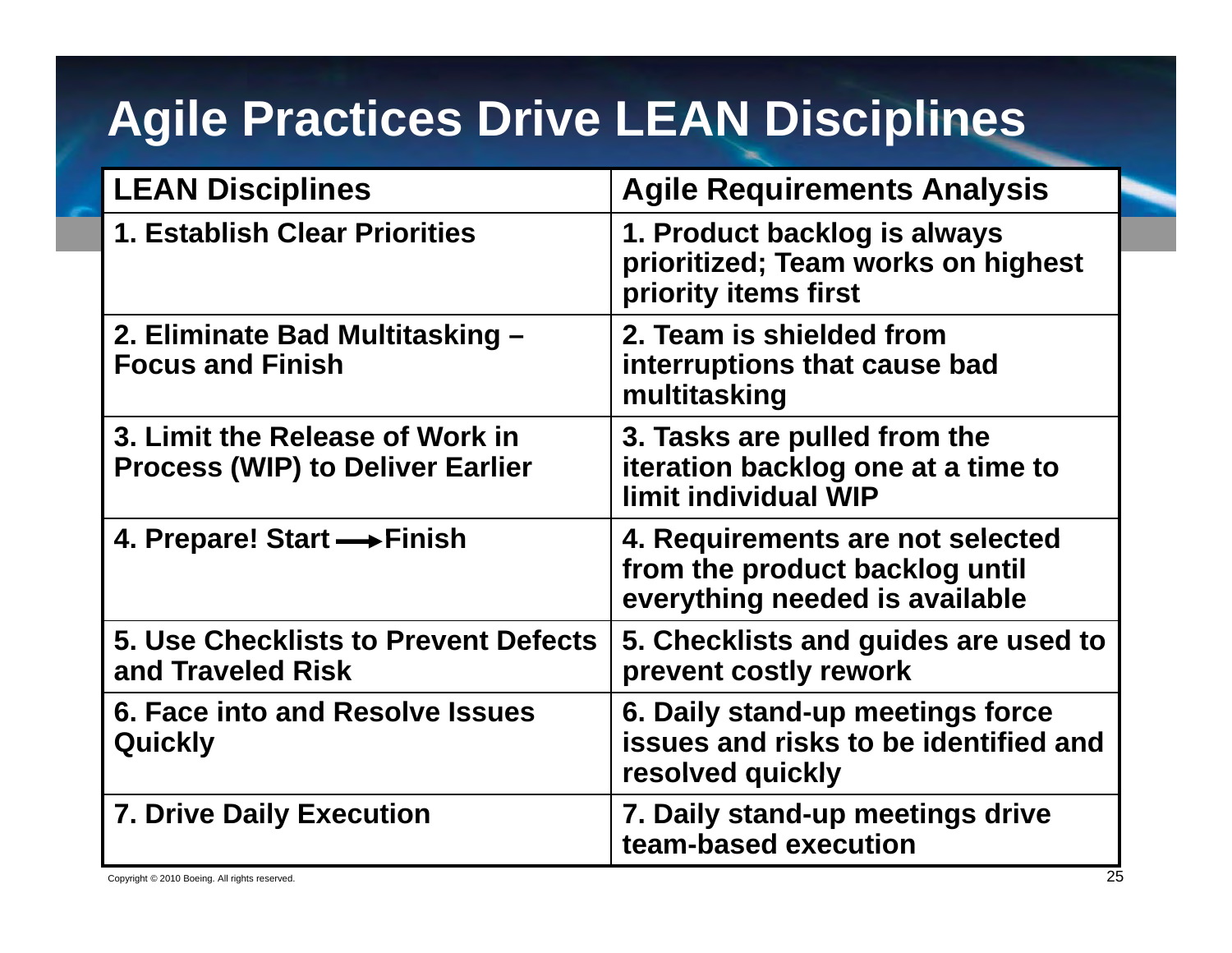# Agile Practices Drive LEAN Disciplines

| LEAN Disciplines | Agile Requirements Analysis |
|---|---|
| 1. Establish Clear Priorities | 1. Product backlog is always prioritized; Team works on highest priority items first |
| 2. Eliminate Bad Multitasking – Focus and Finish | 2. Team is shielded from interruptions that cause bad multitasking |
| 3. Limit the Release of Work in Process (WIP) to Deliver Earlier | 3. Tasks are pulled from the iteration backlog one at a time to limit individual WIP |
| 4. Prepare! Start → Finish | 4. Requirements are not selected from the product backlog until everything needed is available |
| 5. Use Checklists to Prevent Defects and Traveled Risk | 5. Checklists and guides are used to prevent costly rework |
| 6. Face into and Resolve Issues Quickly | 6. Daily stand-up meetings force issues and risks to be identified and resolved quickly |
| 7. Drive Daily Execution | 7. Daily stand-up meetings drive team-based execution |

Copyright © 2010 Boeing. All rights reserved.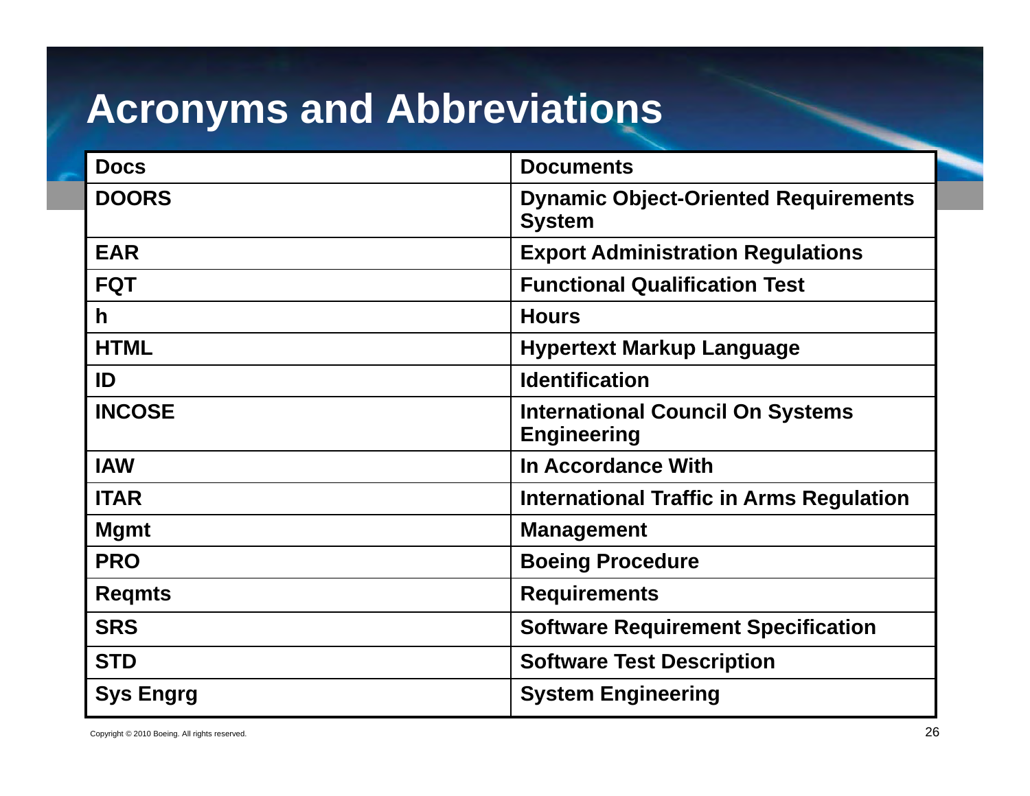# Acronyms and Abbreviations

| | |
|---|---|
| **Docs** | **Documents** |
| **DOORS** | **Dynamic Object-Oriented Requirements System** |
| **EAR** | **Export Administration Regulations** |
| **FQT** | **Functional Qualification Test** |
| **h** | **Hours** |
| **HTML** | **Hypertext Markup Language** |
| **ID** | **Identification** |
| **INCOSE** | **International Council On Systems Engineering** |
| **IAW** | **In Accordance With** |
| **ITAR** | **International Traffic in Arms Regulation** |
| **Mgmt** | **Management** |
| **PRO** | **Boeing Procedure** |
| **Reqmts** | **Requirements** |
| **SRS** | **Software Requirement Specification** |
| **STD** | **Software Test Description** |
| **Sys Engrg** | **System Engineering** |

Copyright © 2010 Boeing. All rights reserved.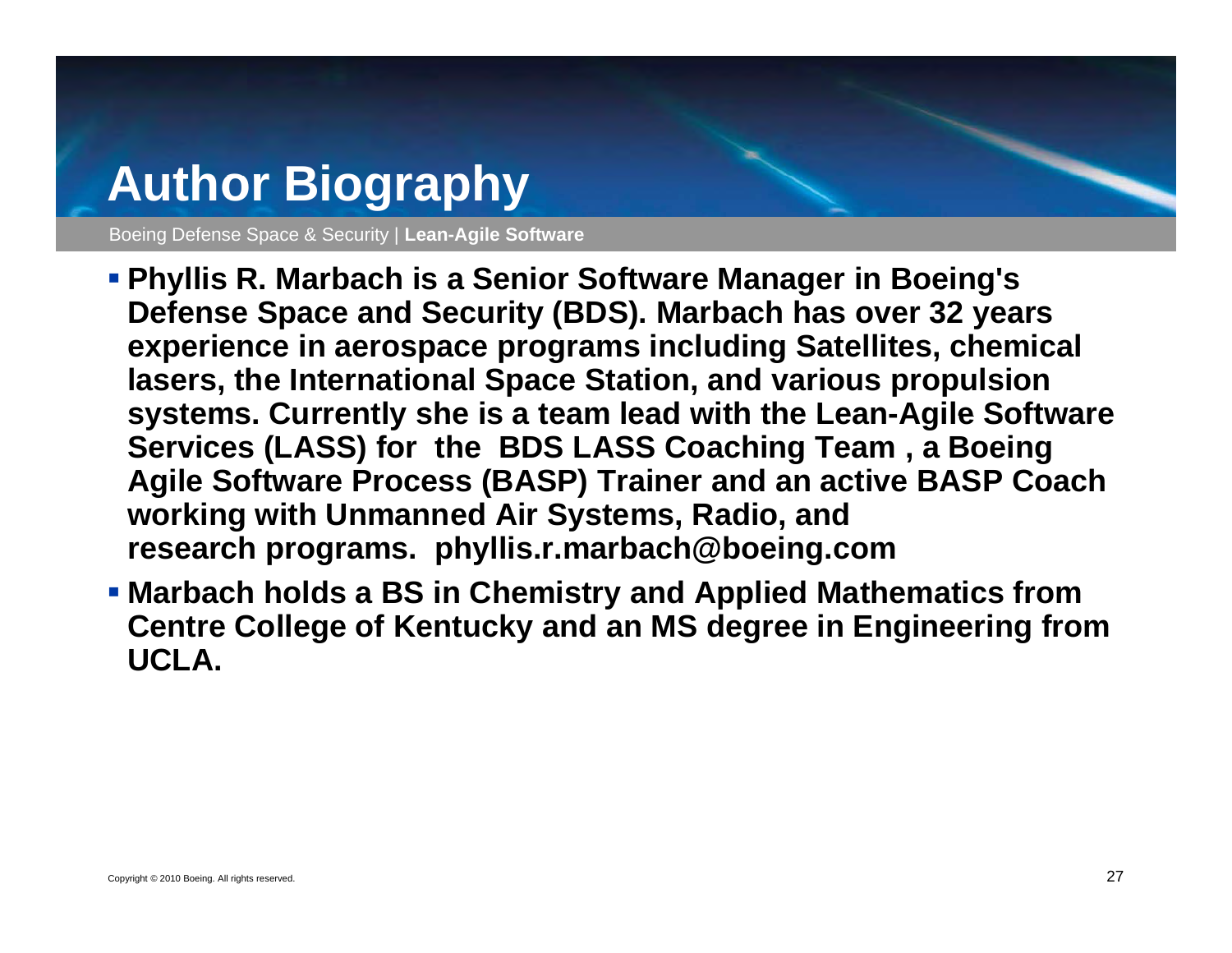# Author Biography

Boeing Defense Space & Security | **Lean-Agile Software**

- **Phyllis R. Marbach is a Senior Software Manager in Boeing's Defense Space and Security (BDS). Marbach has over 32 years experience in aerospace programs including Satellites, chemical lasers, the International Space Station, and various propulsion systems. Currently she is a team lead with the Lean-Agile Software Services (LASS) for the BDS LASS Coaching Team , a Boeing Agile Software Process (BASP) Trainer and an active BASP Coach working with Unmanned Air Systems, Radio, and research programs. phyllis.r.marbach@boeing.com**
- **Marbach holds a BS in Chemistry and Applied Mathematics from Centre College of Kentucky and an MS degree in Engineering from UCLA.**

Copyright © 2010 Boeing. All rights reserved.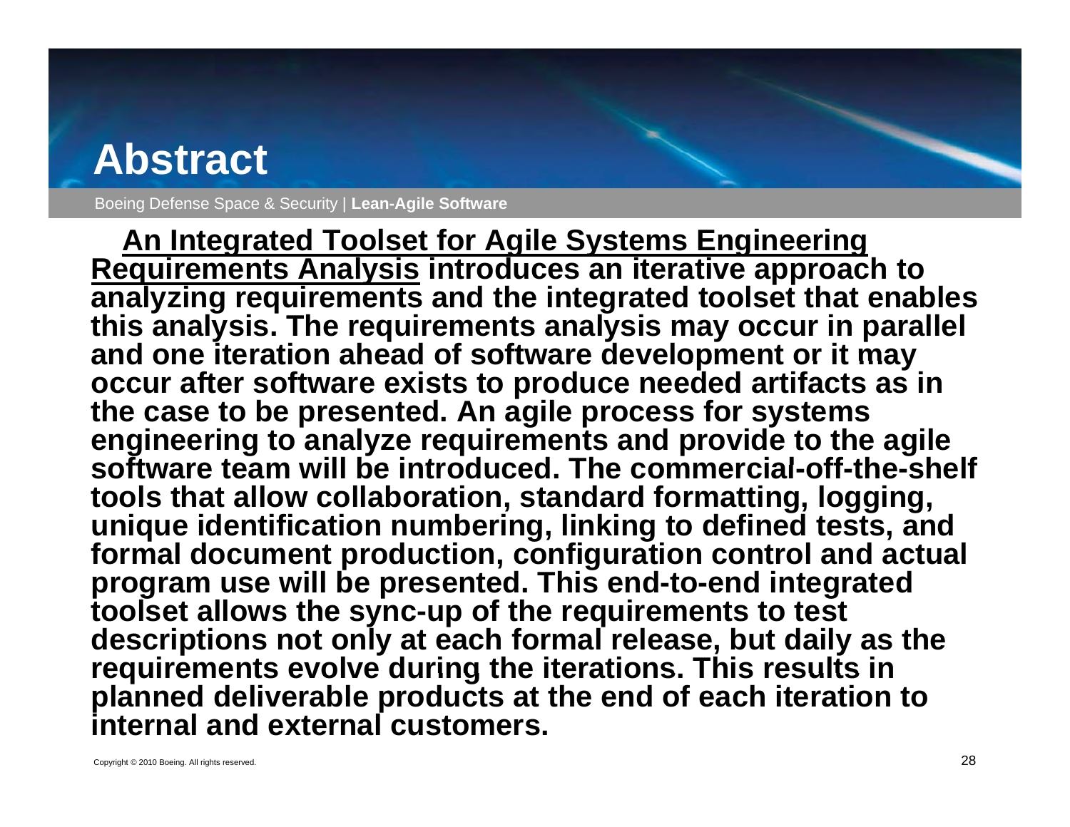# Abstract

Boeing Defense Space & Security | **Lean-Agile Software**

**<u>An Integrated Toolset for Agile Systems Engineering Requirements Analysis</u> introduces an iterative approach to analyzing requirements and the integrated toolset that enables this analysis. The requirements analysis may occur in parallel and one iteration ahead of software development or it may occur after software exists to produce needed artifacts as in the case to be presented. An agile process for systems engineering to analyze requirements and provide to the agile software team will be introduced. The commercial-off-the-shelf tools that allow collaboration, standard formatting, logging, unique identification numbering, linking to defined tests, and formal document production, configuration control and actual program use will be presented. This end-to-end integrated toolset allows the sync-up of the requirements to test descriptions not only at each formal release, but daily as the requirements evolve during the iterations. This results in planned deliverable products at the end of each iteration to internal and external customers.**

Copyright © 2010 Boeing. All rights reserved.